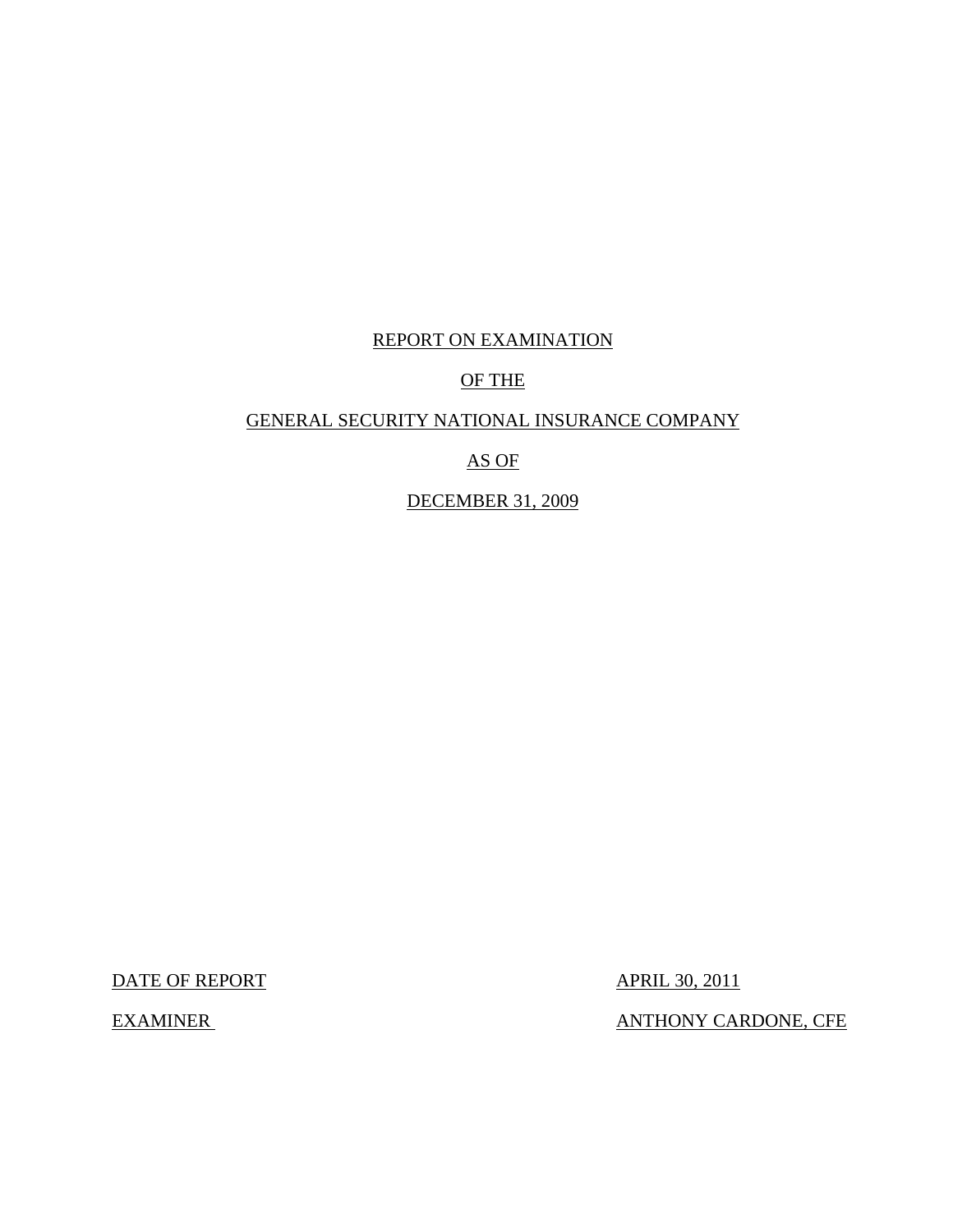# REPORT ON EXAMINATION

# OF THE

# GENERAL SECURITY NATIONAL INSURANCE COMPANY

# AS OF

# DECEMBER 31, 2009

DATE OF REPORT APRIL 30, 2011

EXAMINER ANTHONY CARDONE, CFE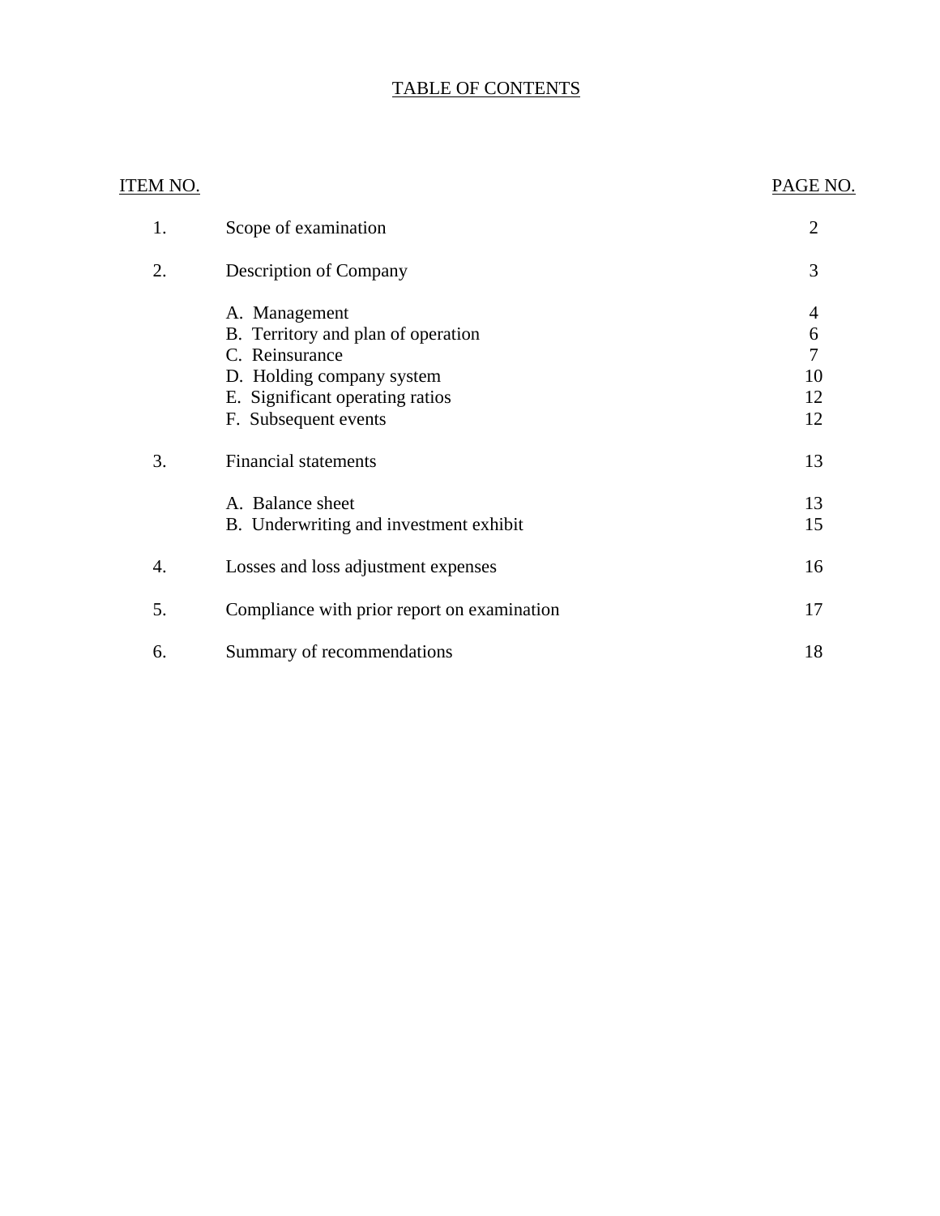# TABLE OF CONTENTS

| ITEM NO. | | PAGE NO. |
|---|---|---|
| 1. | Scope of examination | 2 |
| 2. | Description of Company | 3 |
| | A. Management | 4 |
| | B. Territory and plan of operation | 6 |
| | C. Reinsurance | 7 |
| | D. Holding company system | 10 |
| | E. Significant operating ratios | 12 |
| | F. Subsequent events | 12 |
| 3. | Financial statements | 13 |
| | A. Balance sheet | 13 |
| | B. Underwriting and investment exhibit | 15 |
| 4. | Losses and loss adjustment expenses | 16 |
| 5. | Compliance with prior report on examination | 17 |
| 6. | Summary of recommendations | 18 |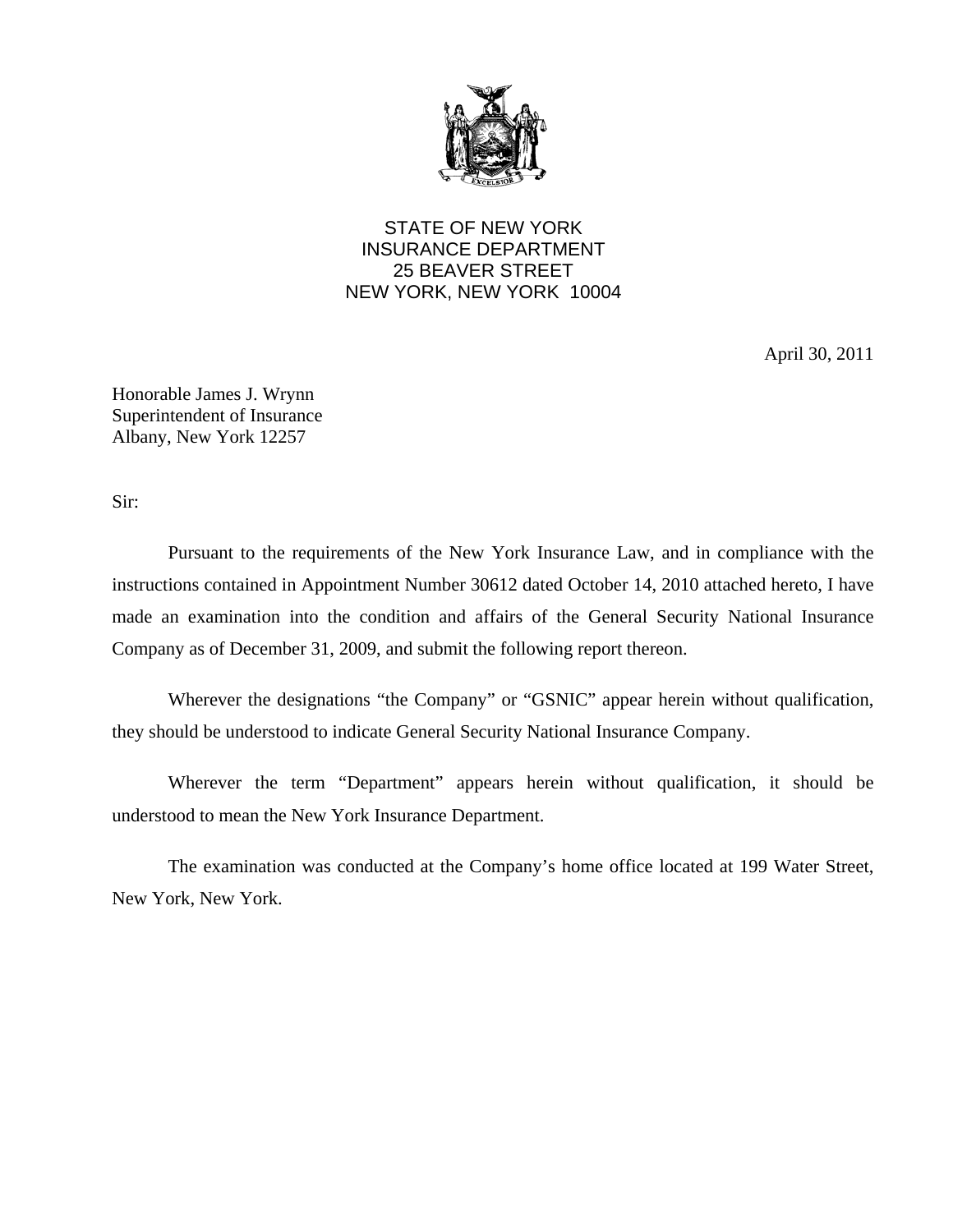STATE OF NEW YORK
INSURANCE DEPARTMENT
25 BEAVER STREET
NEW YORK, NEW YORK 10004

April 30, 2011

Honorable James J. Wrynn
Superintendent of Insurance
Albany, New York 12257

Sir:

Pursuant to the requirements of the New York Insurance Law, and in compliance with the instructions contained in Appointment Number 30612 dated October 14, 2010 attached hereto, I have made an examination into the condition and affairs of the General Security National Insurance Company as of December 31, 2009, and submit the following report thereon.

Wherever the designations "the Company" or "GSNIC" appear herein without qualification, they should be understood to indicate General Security National Insurance Company.

Wherever the term "Department" appears herein without qualification, it should be understood to mean the New York Insurance Department.

The examination was conducted at the Company's home office located at 199 Water Street, New York, New York.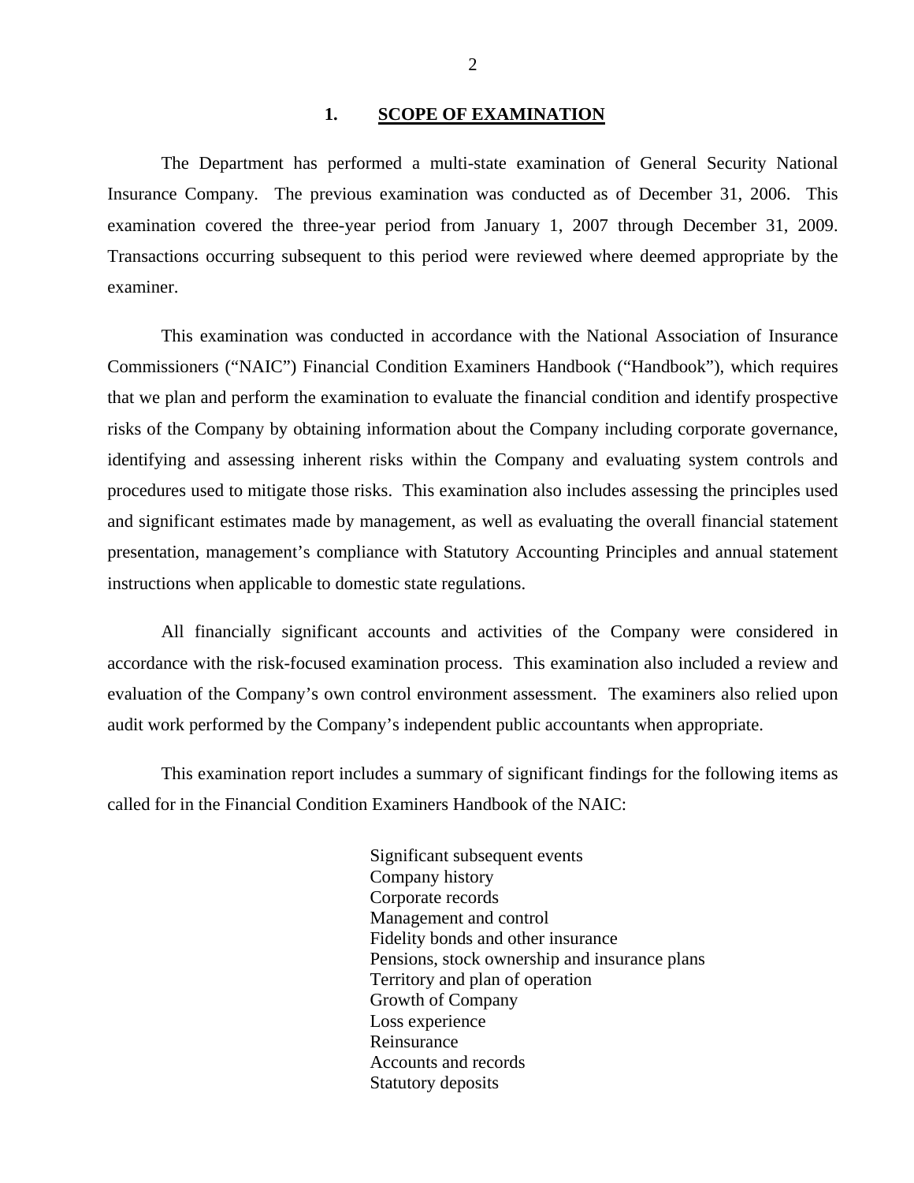## 1. SCOPE OF EXAMINATION

The Department has performed a multi-state examination of General Security National Insurance Company. The previous examination was conducted as of December 31, 2006. This examination covered the three-year period from January 1, 2007 through December 31, 2009. Transactions occurring subsequent to this period were reviewed where deemed appropriate by the examiner.

This examination was conducted in accordance with the National Association of Insurance Commissioners ("NAIC") Financial Condition Examiners Handbook ("Handbook"), which requires that we plan and perform the examination to evaluate the financial condition and identify prospective risks of the Company by obtaining information about the Company including corporate governance, identifying and assessing inherent risks within the Company and evaluating system controls and procedures used to mitigate those risks. This examination also includes assessing the principles used and significant estimates made by management, as well as evaluating the overall financial statement presentation, management's compliance with Statutory Accounting Principles and annual statement instructions when applicable to domestic state regulations.

All financially significant accounts and activities of the Company were considered in accordance with the risk-focused examination process. This examination also included a review and evaluation of the Company's own control environment assessment. The examiners also relied upon audit work performed by the Company's independent public accountants when appropriate.

This examination report includes a summary of significant findings for the following items as called for in the Financial Condition Examiners Handbook of the NAIC:

- Significant subsequent events
- Company history
- Corporate records
- Management and control
- Fidelity bonds and other insurance
- Pensions, stock ownership and insurance plans
- Territory and plan of operation
- Growth of Company
- Loss experience
- Reinsurance
- Accounts and records
- Statutory deposits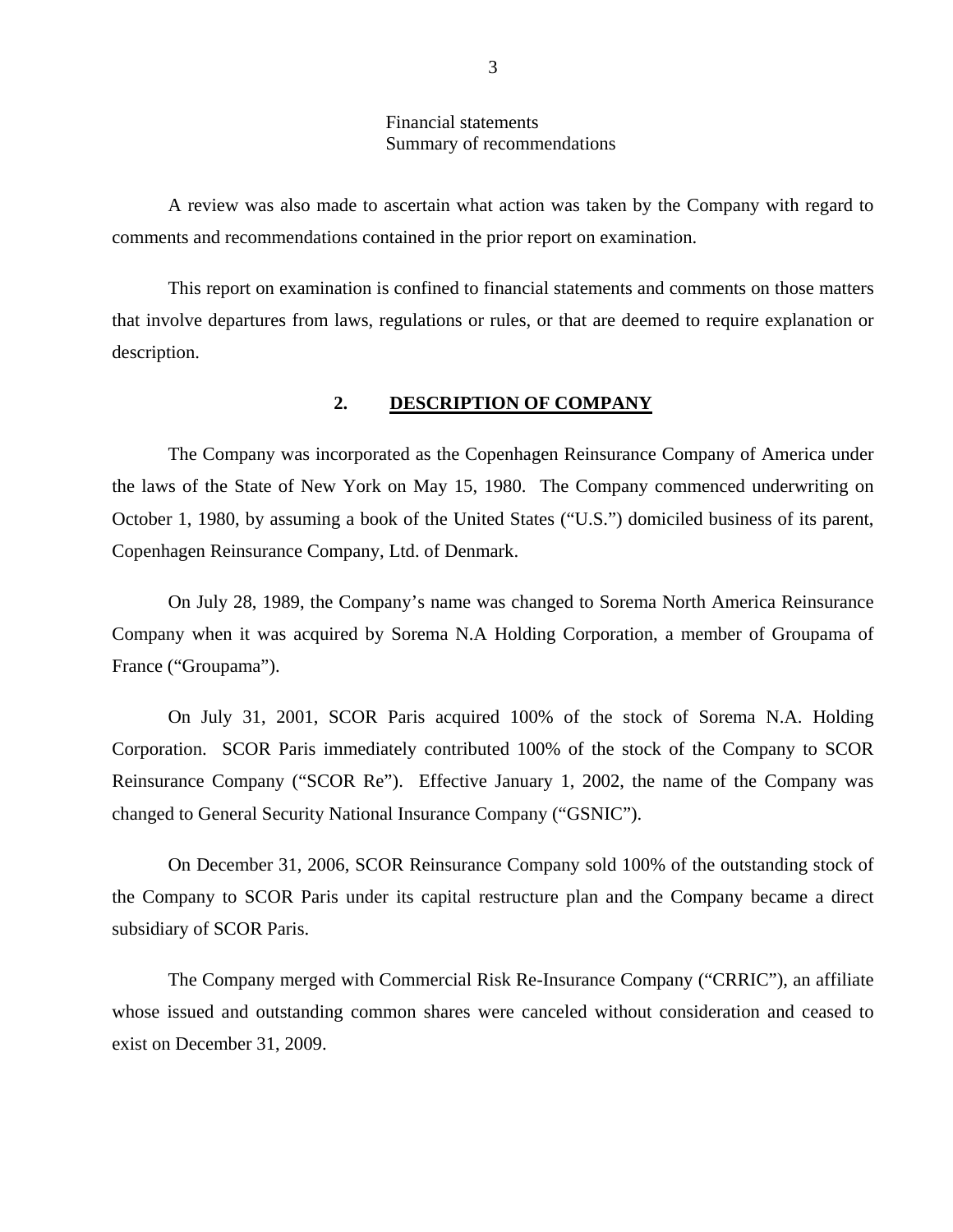Financial statements
Summary of recommendations

A review was also made to ascertain what action was taken by the Company with regard to comments and recommendations contained in the prior report on examination.

This report on examination is confined to financial statements and comments on those matters that involve departures from laws, regulations or rules, or that are deemed to require explanation or description.

## 2. DESCRIPTION OF COMPANY

The Company was incorporated as the Copenhagen Reinsurance Company of America under the laws of the State of New York on May 15, 1980. The Company commenced underwriting on October 1, 1980, by assuming a book of the United States ("U.S.") domiciled business of its parent, Copenhagen Reinsurance Company, Ltd. of Denmark.

On July 28, 1989, the Company's name was changed to Sorema North America Reinsurance Company when it was acquired by Sorema N.A Holding Corporation, a member of Groupama of France ("Groupama").

On July 31, 2001, SCOR Paris acquired 100% of the stock of Sorema N.A. Holding Corporation. SCOR Paris immediately contributed 100% of the stock of the Company to SCOR Reinsurance Company ("SCOR Re"). Effective January 1, 2002, the name of the Company was changed to General Security National Insurance Company ("GSNIC").

On December 31, 2006, SCOR Reinsurance Company sold 100% of the outstanding stock of the Company to SCOR Paris under its capital restructure plan and the Company became a direct subsidiary of SCOR Paris.

The Company merged with Commercial Risk Re-Insurance Company ("CRRIC"), an affiliate whose issued and outstanding common shares were canceled without consideration and ceased to exist on December 31, 2009.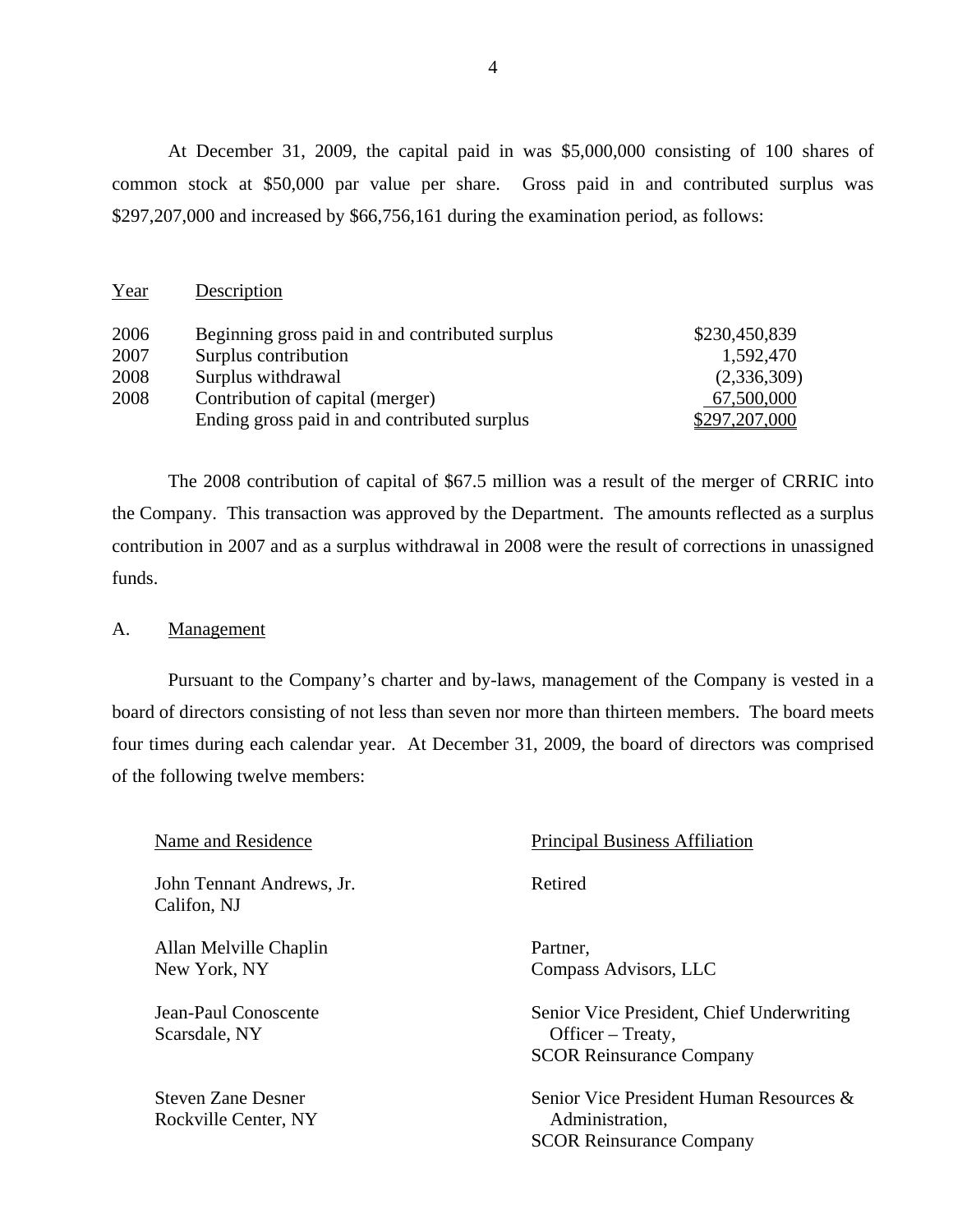At December 31, 2009, the capital paid in was $5,000,000 consisting of 100 shares of common stock at $50,000 par value per share. Gross paid in and contributed surplus was $297,207,000 and increased by $66,756,161 during the examination period, as follows:

| Year | Description | |
|---|---|---|
| 2006 | Beginning gross paid in and contributed surplus | $230,450,839 |
| 2007 | Surplus contribution | 1,592,470 |
| 2008 | Surplus withdrawal | (2,336,309) |
| 2008 | Contribution of capital (merger) | 67,500,000 |
| | Ending gross paid in and contributed surplus | $297,207,000 |

The 2008 contribution of capital of $67.5 million was a result of the merger of CRRIC into the Company. This transaction was approved by the Department. The amounts reflected as a surplus contribution in 2007 and as a surplus withdrawal in 2008 were the result of corrections in unassigned funds.

## A. Management

Pursuant to the Company's charter and by-laws, management of the Company is vested in a board of directors consisting of not less than seven nor more than thirteen members. The board meets four times during each calendar year. At December 31, 2009, the board of directors was comprised of the following twelve members:

| Name and Residence | Principal Business Affiliation |
|---|---|
| John Tennant Andrews, Jr.<br>Califon, NJ | Retired |
| Allan Melville Chaplin<br>New York, NY | Partner,<br>Compass Advisors, LLC |
| Jean-Paul Conoscente<br>Scarsdale, NY | Senior Vice President, Chief Underwriting Officer – Treaty,<br>SCOR Reinsurance Company |
| Steven Zane Desner<br>Rockville Center, NY | Senior Vice President Human Resources & Administration,<br>SCOR Reinsurance Company |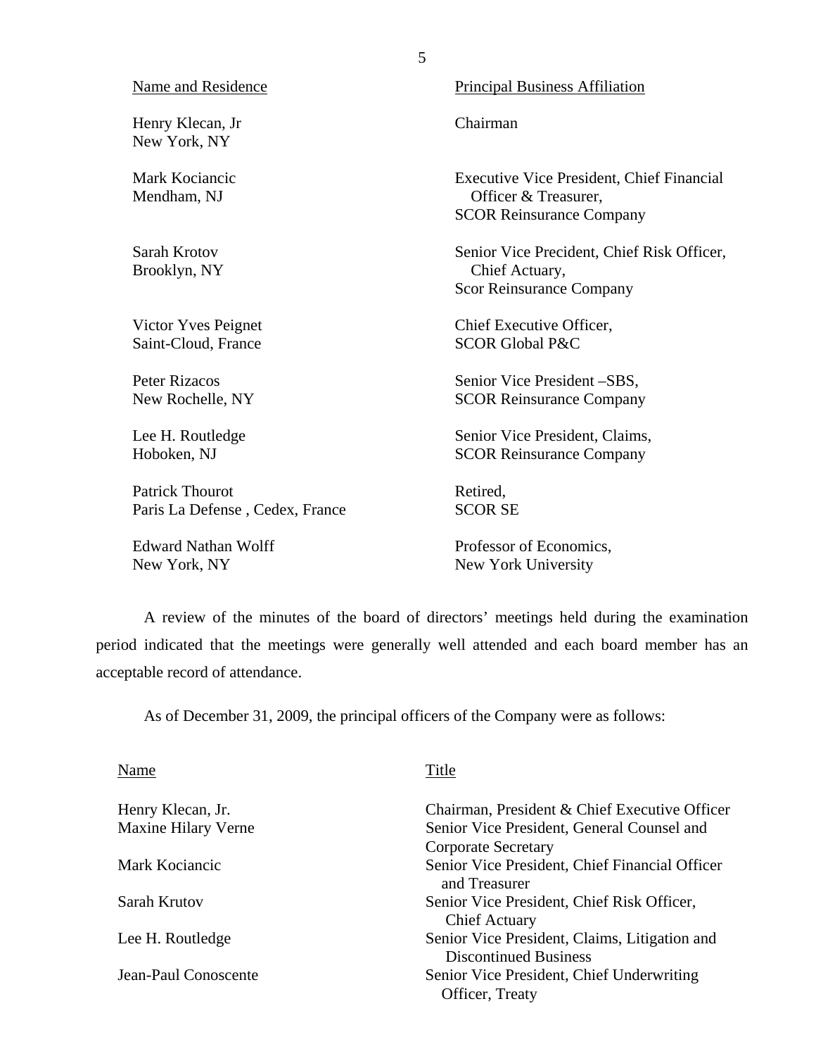| Name and Residence | Principal Business Affiliation |
|---|---|
| Henry Klecan, Jr<br>New York, NY | Chairman |
| Mark Kociancic<br>Mendham, NJ | Executive Vice President, Chief Financial Officer & Treasurer,<br>SCOR Reinsurance Company |
| Sarah Krotov<br>Brooklyn, NY | Senior Vice Precident, Chief Risk Officer, Chief Actuary,<br>Scor Reinsurance Company |
| Victor Yves Peignet<br>Saint-Cloud, France | Chief Executive Officer,<br>SCOR Global P&C |
| Peter Rizacos<br>New Rochelle, NY | Senior Vice President –SBS,<br>SCOR Reinsurance Company |
| Lee H. Routledge<br>Hoboken, NJ | Senior Vice President, Claims,<br>SCOR Reinsurance Company |
| Patrick Thourot<br>Paris La Defense , Cedex, France | Retired,<br>SCOR SE |
| Edward Nathan Wolff<br>New York, NY | Professor of Economics,<br>New York University |

A review of the minutes of the board of directors' meetings held during the examination period indicated that the meetings were generally well attended and each board member has an acceptable record of attendance.

As of December 31, 2009, the principal officers of the Company were as follows:

| Name | Title |
|---|---|
| Henry Klecan, Jr. | Chairman, President & Chief Executive Officer |
| Maxine Hilary Verne | Senior Vice President, General Counsel and Corporate Secretary |
| Mark Kociancic | Senior Vice President, Chief Financial Officer and Treasurer |
| Sarah Krutov | Senior Vice President, Chief Risk Officer, Chief Actuary |
| Lee H. Routledge | Senior Vice President, Claims, Litigation and Discontinued Business |
| Jean-Paul Conoscente | Senior Vice President, Chief Underwriting Officer, Treaty |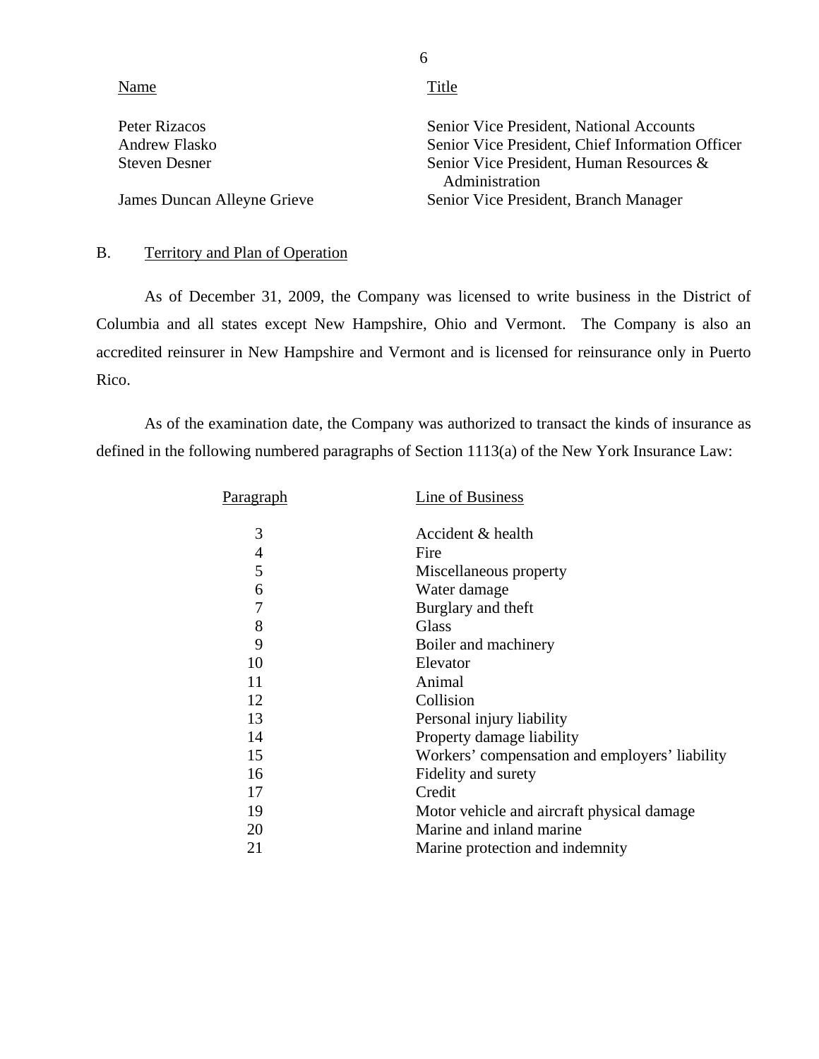| Name | Title |
|---|---|
| Peter Rizacos | Senior Vice President, National Accounts |
| Andrew Flasko | Senior Vice President, Chief Information Officer |
| Steven Desner | Senior Vice President, Human Resources & Administration |
| James Duncan Alleyne Grieve | Senior Vice President, Branch Manager |

## B. Territory and Plan of Operation

As of December 31, 2009, the Company was licensed to write business in the District of Columbia and all states except New Hampshire, Ohio and Vermont. The Company is also an accredited reinsurer in New Hampshire and Vermont and is licensed for reinsurance only in Puerto Rico.

As of the examination date, the Company was authorized to transact the kinds of insurance as defined in the following numbered paragraphs of Section 1113(a) of the New York Insurance Law:

| Paragraph | Line of Business |
|---|---|
| 3 | Accident & health |
| 4 | Fire |
| 5 | Miscellaneous property |
| 6 | Water damage |
| 7 | Burglary and theft |
| 8 | Glass |
| 9 | Boiler and machinery |
| 10 | Elevator |
| 11 | Animal |
| 12 | Collision |
| 13 | Personal injury liability |
| 14 | Property damage liability |
| 15 | Workers' compensation and employers' liability |
| 16 | Fidelity and surety |
| 17 | Credit |
| 19 | Motor vehicle and aircraft physical damage |
| 20 | Marine and inland marine |
| 21 | Marine protection and indemnity |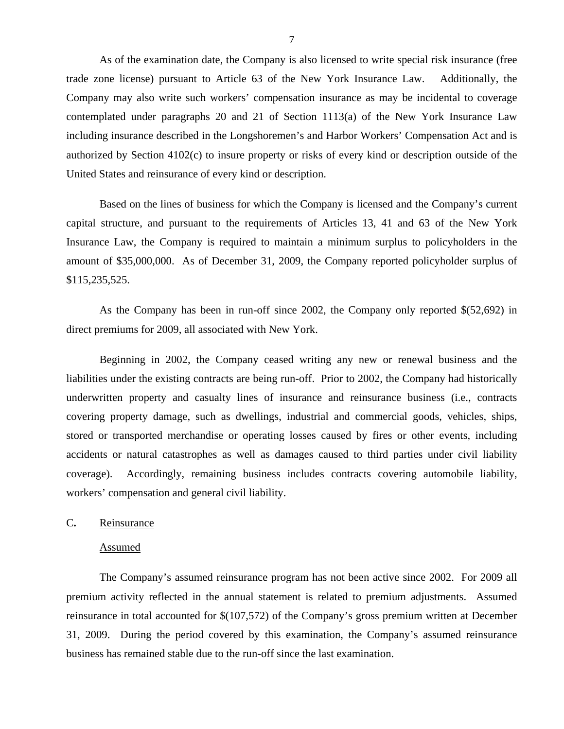As of the examination date, the Company is also licensed to write special risk insurance (free trade zone license) pursuant to Article 63 of the New York Insurance Law. Additionally, the Company may also write such workers' compensation insurance as may be incidental to coverage contemplated under paragraphs 20 and 21 of Section 1113(a) of the New York Insurance Law including insurance described in the Longshoremen's and Harbor Workers' Compensation Act and is authorized by Section 4102(c) to insure property or risks of every kind or description outside of the United States and reinsurance of every kind or description.

Based on the lines of business for which the Company is licensed and the Company's current capital structure, and pursuant to the requirements of Articles 13, 41 and 63 of the New York Insurance Law, the Company is required to maintain a minimum surplus to policyholders in the amount of $35,000,000. As of December 31, 2009, the Company reported policyholder surplus of $115,235,525.

As the Company has been in run-off since 2002, the Company only reported $(52,692) in direct premiums for 2009, all associated with New York.

Beginning in 2002, the Company ceased writing any new or renewal business and the liabilities under the existing contracts are being run-off. Prior to 2002, the Company had historically underwritten property and casualty lines of insurance and reinsurance business (i.e., contracts covering property damage, such as dwellings, industrial and commercial goods, vehicles, ships, stored or transported merchandise or operating losses caused by fires or other events, including accidents or natural catastrophes as well as damages caused to third parties under civil liability coverage). Accordingly, remaining business includes contracts covering automobile liability, workers' compensation and general civil liability.

## C. Reinsurance

### Assumed

The Company's assumed reinsurance program has not been active since 2002. For 2009 all premium activity reflected in the annual statement is related to premium adjustments. Assumed reinsurance in total accounted for $(107,572) of the Company's gross premium written at December 31, 2009. During the period covered by this examination, the Company's assumed reinsurance business has remained stable due to the run-off since the last examination.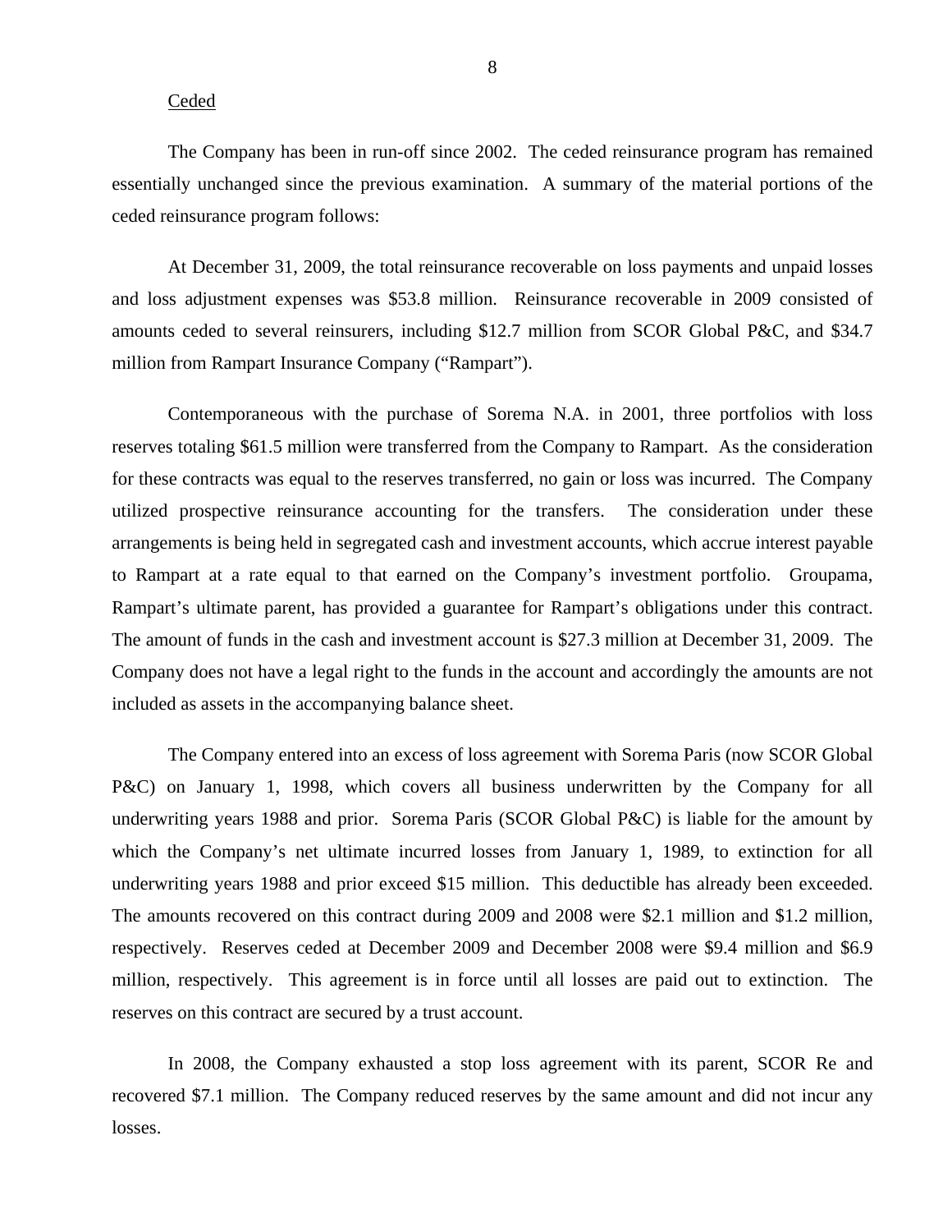Ceded

The Company has been in run-off since 2002. The ceded reinsurance program has remained essentially unchanged since the previous examination. A summary of the material portions of the ceded reinsurance program follows:

At December 31, 2009, the total reinsurance recoverable on loss payments and unpaid losses and loss adjustment expenses was $53.8 million. Reinsurance recoverable in 2009 consisted of amounts ceded to several reinsurers, including $12.7 million from SCOR Global P&C, and $34.7 million from Rampart Insurance Company ("Rampart").

Contemporaneous with the purchase of Sorema N.A. in 2001, three portfolios with loss reserves totaling $61.5 million were transferred from the Company to Rampart. As the consideration for these contracts was equal to the reserves transferred, no gain or loss was incurred. The Company utilized prospective reinsurance accounting for the transfers. The consideration under these arrangements is being held in segregated cash and investment accounts, which accrue interest payable to Rampart at a rate equal to that earned on the Company's investment portfolio. Groupama, Rampart's ultimate parent, has provided a guarantee for Rampart's obligations under this contract. The amount of funds in the cash and investment account is $27.3 million at December 31, 2009. The Company does not have a legal right to the funds in the account and accordingly the amounts are not included as assets in the accompanying balance sheet.

The Company entered into an excess of loss agreement with Sorema Paris (now SCOR Global P&C) on January 1, 1998, which covers all business underwritten by the Company for all underwriting years 1988 and prior. Sorema Paris (SCOR Global P&C) is liable for the amount by which the Company's net ultimate incurred losses from January 1, 1989, to extinction for all underwriting years 1988 and prior exceed $15 million. This deductible has already been exceeded. The amounts recovered on this contract during 2009 and 2008 were $2.1 million and $1.2 million, respectively. Reserves ceded at December 2009 and December 2008 were $9.4 million and $6.9 million, respectively. This agreement is in force until all losses are paid out to extinction. The reserves on this contract are secured by a trust account.

In 2008, the Company exhausted a stop loss agreement with its parent, SCOR Re and recovered $7.1 million. The Company reduced reserves by the same amount and did not incur any losses.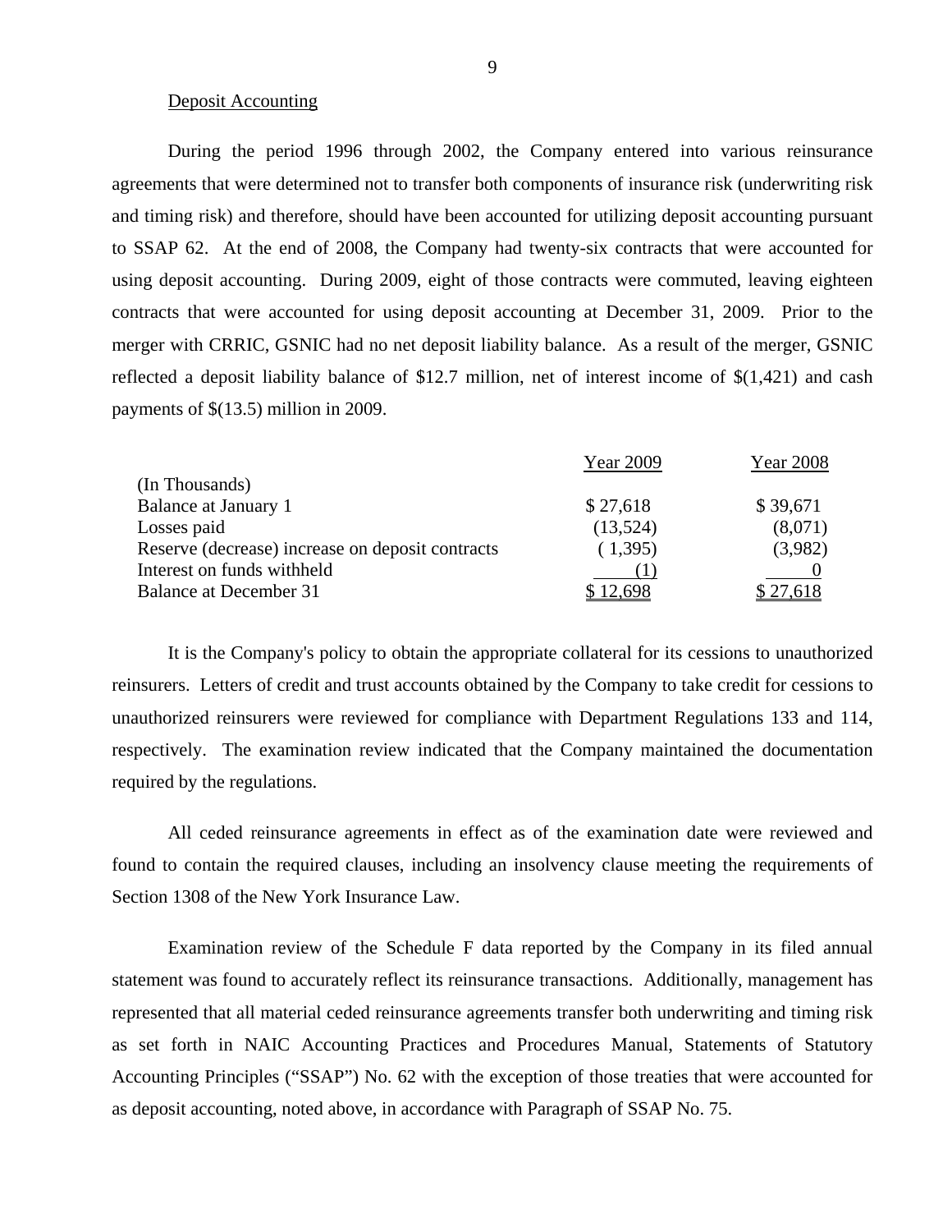Deposit Accounting

During the period 1996 through 2002, the Company entered into various reinsurance agreements that were determined not to transfer both components of insurance risk (underwriting risk and timing risk) and therefore, should have been accounted for utilizing deposit accounting pursuant to SSAP 62. At the end of 2008, the Company had twenty-six contracts that were accounted for using deposit accounting. During 2009, eight of those contracts were commuted, leaving eighteen contracts that were accounted for using deposit accounting at December 31, 2009. Prior to the merger with CRRIC, GSNIC had no net deposit liability balance. As a result of the merger, GSNIC reflected a deposit liability balance of $12.7 million, net of interest income of $(1,421) and cash payments of $(13.5) million in 2009.

| (In Thousands) | Year 2009 | Year 2008 |
|---|---|---|
| Balance at January 1 | $ 27,618 | $ 39,671 |
| Losses paid | (13,524) | (8,071) |
| Reserve (decrease) increase on deposit contracts | ( 1,395) | (3,982) |
| Interest on funds withheld | (1) | 0 |
| Balance at December 31 | $ 12,698 | $ 27,618 |

It is the Company's policy to obtain the appropriate collateral for its cessions to unauthorized reinsurers. Letters of credit and trust accounts obtained by the Company to take credit for cessions to unauthorized reinsurers were reviewed for compliance with Department Regulations 133 and 114, respectively. The examination review indicated that the Company maintained the documentation required by the regulations.

All ceded reinsurance agreements in effect as of the examination date were reviewed and found to contain the required clauses, including an insolvency clause meeting the requirements of Section 1308 of the New York Insurance Law.

Examination review of the Schedule F data reported by the Company in its filed annual statement was found to accurately reflect its reinsurance transactions. Additionally, management has represented that all material ceded reinsurance agreements transfer both underwriting and timing risk as set forth in NAIC Accounting Practices and Procedures Manual, Statements of Statutory Accounting Principles ("SSAP") No. 62 with the exception of those treaties that were accounted for as deposit accounting, noted above, in accordance with Paragraph of SSAP No. 75.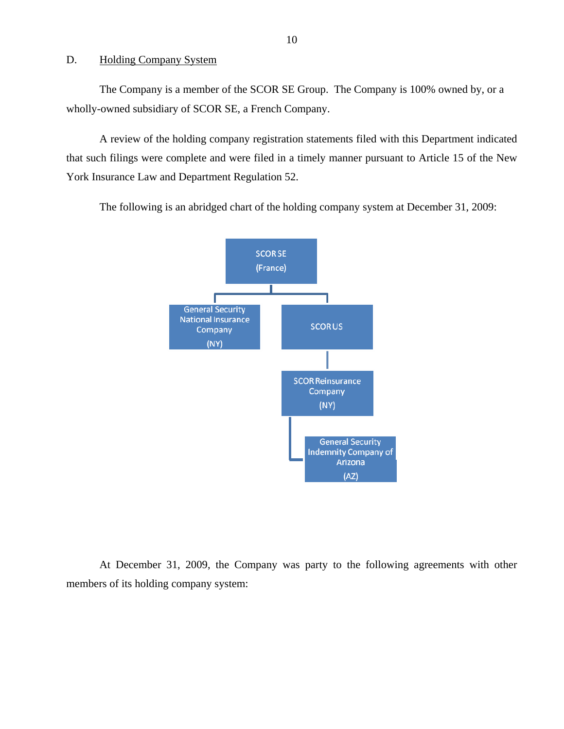## D. Holding Company System

The Company is a member of the SCOR SE Group. The Company is 100% owned by, or a wholly-owned subsidiary of SCOR SE, a French Company.

A review of the holding company registration statements filed with this Department indicated that such filings were complete and were filed in a timely manner pursuant to Article 15 of the New York Insurance Law and Department Regulation 52.

The following is an abridged chart of the holding company system at December 31, 2009:

- SCOR SE (France)
  - General Security National Insurance Company (NY)
  - SCOR US
    - SCOR Reinsurance Company (NY)
      - General Security Indemnity Company of Arizona (AZ)

At December 31, 2009, the Company was party to the following agreements with other members of its holding company system: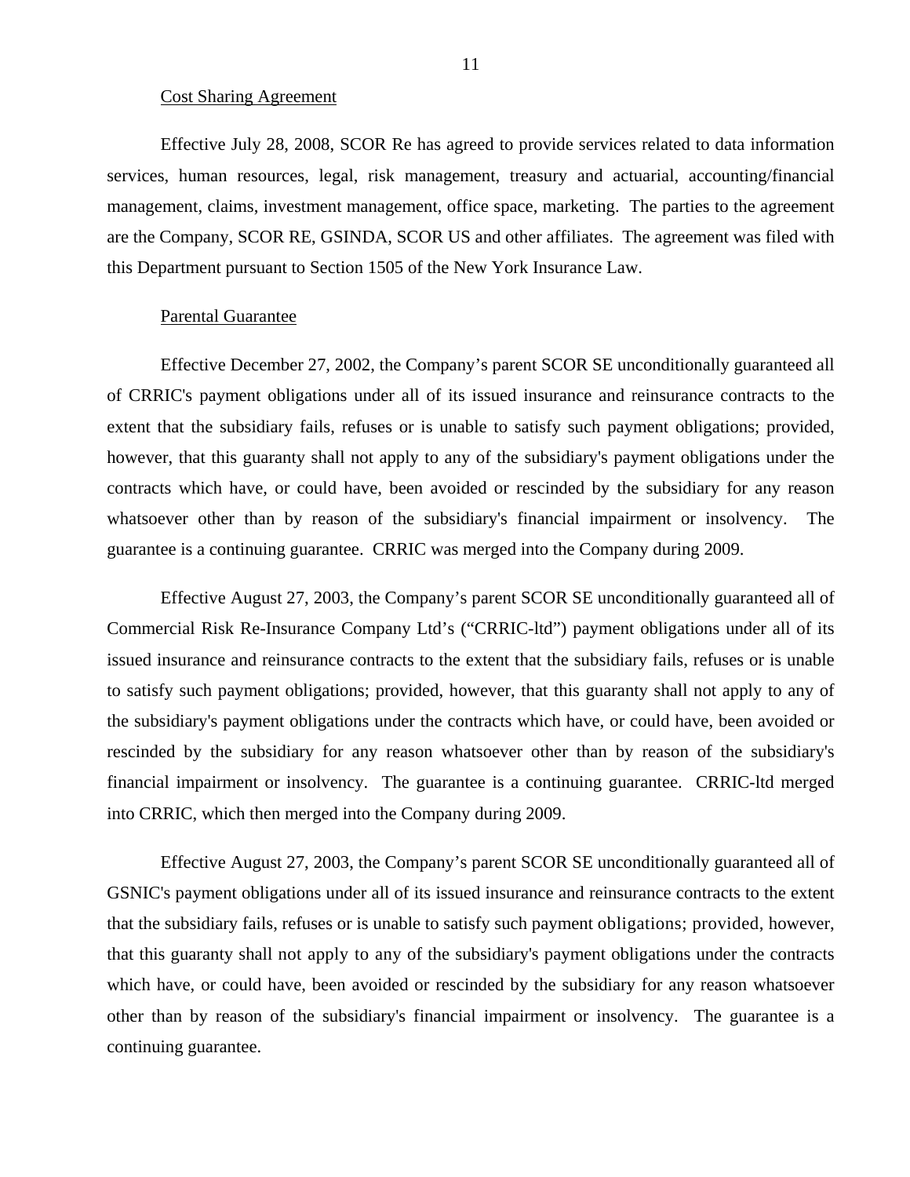Cost Sharing Agreement

Effective July 28, 2008, SCOR Re has agreed to provide services related to data information services, human resources, legal, risk management, treasury and actuarial, accounting/financial management, claims, investment management, office space, marketing. The parties to the agreement are the Company, SCOR RE, GSINDA, SCOR US and other affiliates. The agreement was filed with this Department pursuant to Section 1505 of the New York Insurance Law.

Parental Guarantee

Effective December 27, 2002, the Company's parent SCOR SE unconditionally guaranteed all of CRRIC's payment obligations under all of its issued insurance and reinsurance contracts to the extent that the subsidiary fails, refuses or is unable to satisfy such payment obligations; provided, however, that this guaranty shall not apply to any of the subsidiary's payment obligations under the contracts which have, or could have, been avoided or rescinded by the subsidiary for any reason whatsoever other than by reason of the subsidiary's financial impairment or insolvency. The guarantee is a continuing guarantee. CRRIC was merged into the Company during 2009.

Effective August 27, 2003, the Company's parent SCOR SE unconditionally guaranteed all of Commercial Risk Re-Insurance Company Ltd's ("CRRIC-ltd") payment obligations under all of its issued insurance and reinsurance contracts to the extent that the subsidiary fails, refuses or is unable to satisfy such payment obligations; provided, however, that this guaranty shall not apply to any of the subsidiary's payment obligations under the contracts which have, or could have, been avoided or rescinded by the subsidiary for any reason whatsoever other than by reason of the subsidiary's financial impairment or insolvency. The guarantee is a continuing guarantee. CRRIC-ltd merged into CRRIC, which then merged into the Company during 2009.

Effective August 27, 2003, the Company's parent SCOR SE unconditionally guaranteed all of GSNIC's payment obligations under all of its issued insurance and reinsurance contracts to the extent that the subsidiary fails, refuses or is unable to satisfy such payment obligations; provided, however, that this guaranty shall not apply to any of the subsidiary's payment obligations under the contracts which have, or could have, been avoided or rescinded by the subsidiary for any reason whatsoever other than by reason of the subsidiary's financial impairment or insolvency. The guarantee is a continuing guarantee.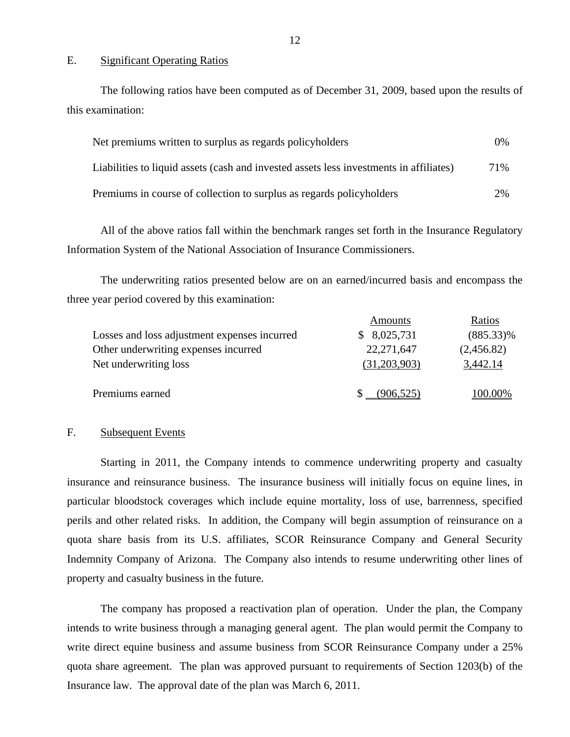## E. Significant Operating Ratios

The following ratios have been computed as of December 31, 2009, based upon the results of this examination:

| | |
|---|---|
| Net premiums written to surplus as regards policyholders | 0% |
| Liabilities to liquid assets (cash and invested assets less investments in affiliates) | 71% |
| Premiums in course of collection to surplus as regards policyholders | 2% |

All of the above ratios fall within the benchmark ranges set forth in the Insurance Regulatory Information System of the National Association of Insurance Commissioners.

The underwriting ratios presented below are on an earned/incurred basis and encompass the three year period covered by this examination:

| | Amounts | Ratios |
|---|---|---|
| Losses and loss adjustment expenses incurred | $ 8,025,731 | (885.33)% |
| Other underwriting expenses incurred | 22,271,647 | (2,456.82) |
| Net underwriting loss | (31,203,903) | 3,442.14 |
| Premiums earned | $ (906,525) | 100.00% |

## F. Subsequent Events

Starting in 2011, the Company intends to commence underwriting property and casualty insurance and reinsurance business. The insurance business will initially focus on equine lines, in particular bloodstock coverages which include equine mortality, loss of use, barrenness, specified perils and other related risks. In addition, the Company will begin assumption of reinsurance on a quota share basis from its U.S. affiliates, SCOR Reinsurance Company and General Security Indemnity Company of Arizona. The Company also intends to resume underwriting other lines of property and casualty business in the future.

The company has proposed a reactivation plan of operation. Under the plan, the Company intends to write business through a managing general agent. The plan would permit the Company to write direct equine business and assume business from SCOR Reinsurance Company under a 25% quota share agreement. The plan was approved pursuant to requirements of Section 1203(b) of the Insurance law. The approval date of the plan was March 6, 2011.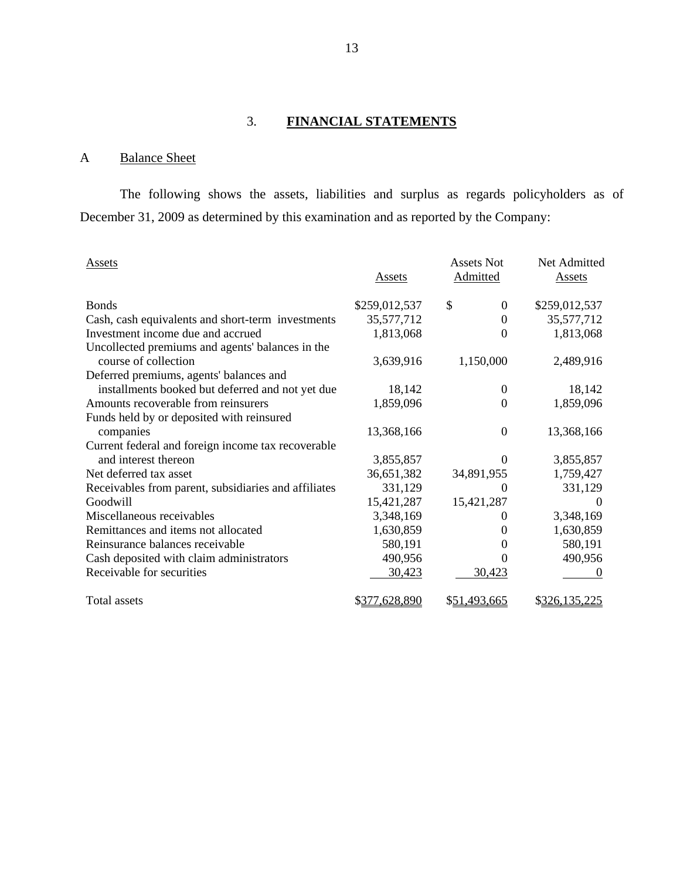## 3. **FINANCIAL STATEMENTS**

### A Balance Sheet

The following shows the assets, liabilities and surplus as regards policyholders as of December 31, 2009 as determined by this examination and as reported by the Company:

| Assets | Assets | Assets Not Admitted | Net Admitted Assets |
|---|---|---|---|
| Bonds | $259,012,537 | $ 0 | $259,012,537 |
| Cash, cash equivalents and short-term investments | 35,577,712 | 0 | 35,577,712 |
| Investment income due and accrued | 1,813,068 | 0 | 1,813,068 |
| Uncollected premiums and agents' balances in the course of collection | 3,639,916 | 1,150,000 | 2,489,916 |
| Deferred premiums, agents' balances and installments booked but deferred and not yet due | 18,142 | 0 | 18,142 |
| Amounts recoverable from reinsurers | 1,859,096 | 0 | 1,859,096 |
| Funds held by or deposited with reinsured companies | 13,368,166 | 0 | 13,368,166 |
| Current federal and foreign income tax recoverable and interest thereon | 3,855,857 | 0 | 3,855,857 |
| Net deferred tax asset | 36,651,382 | 34,891,955 | 1,759,427 |
| Receivables from parent, subsidiaries and affiliates | 331,129 | 0 | 331,129 |
| Goodwill | 15,421,287 | 15,421,287 | 0 |
| Miscellaneous receivables | 3,348,169 | 0 | 3,348,169 |
| Remittances and items not allocated | 1,630,859 | 0 | 1,630,859 |
| Reinsurance balances receivable | 580,191 | 0 | 580,191 |
| Cash deposited with claim administrators | 490,956 | 0 | 490,956 |
| Receivable for securities | 30,423 | 30,423 | 0 |
| Total assets | $377,628,890 | $51,493,665 | $326,135,225 |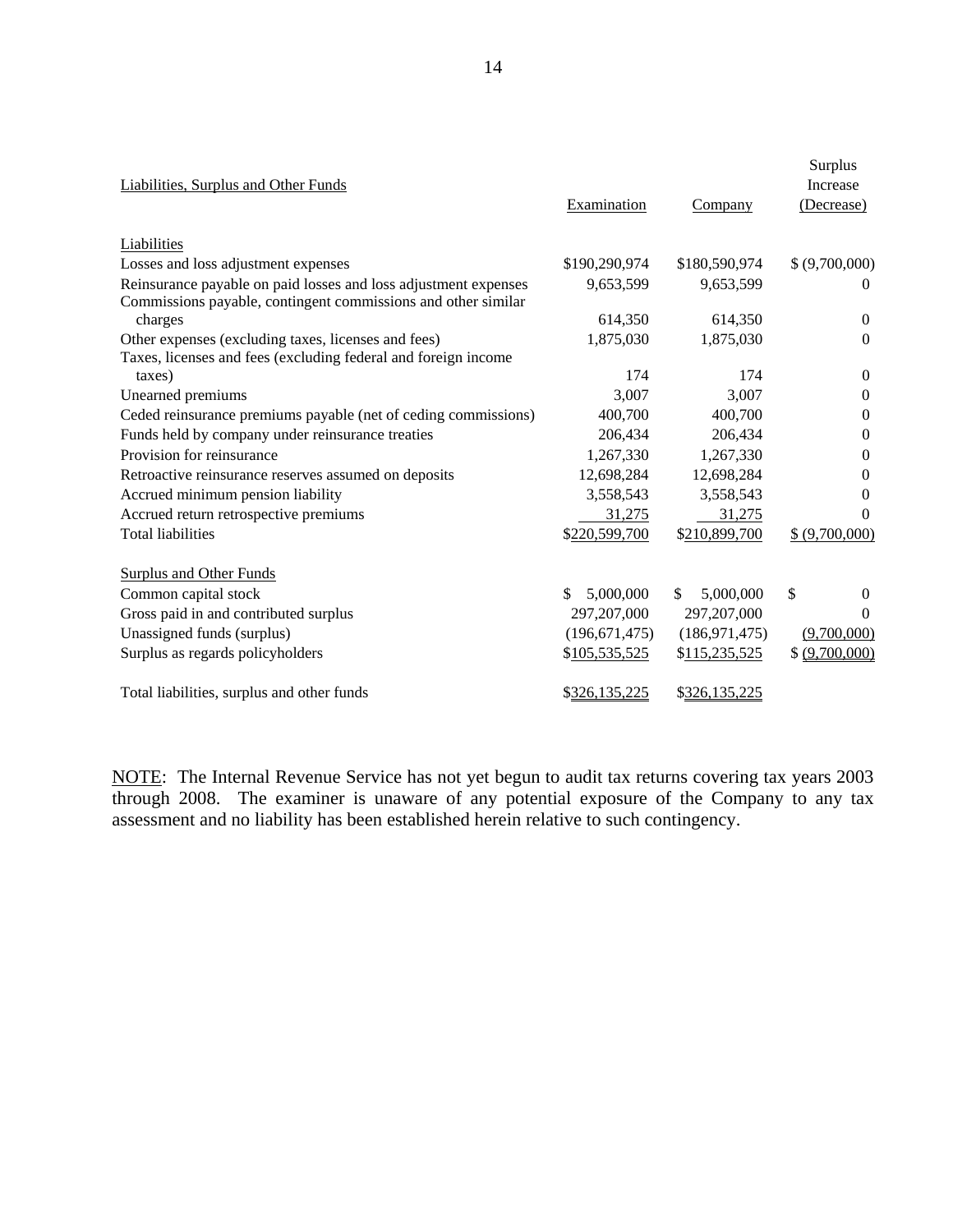| Liabilities, Surplus and Other Funds | Examination | Company | Surplus Increase (Decrease) |
|---|---|---|---|
| Liabilities | | | |
| Losses and loss adjustment expenses | $190,290,974 | $180,590,974 | $ (9,700,000) |
| Reinsurance payable on paid losses and loss adjustment expenses | 9,653,599 | 9,653,599 | 0 |
| Commissions payable, contingent commissions and other similar charges | 614,350 | 614,350 | 0 |
| Other expenses (excluding taxes, licenses and fees) | 1,875,030 | 1,875,030 | 0 |
| Taxes, licenses and fees (excluding federal and foreign income taxes) | 174 | 174 | 0 |
| Unearned premiums | 3,007 | 3,007 | 0 |
| Ceded reinsurance premiums payable (net of ceding commissions) | 400,700 | 400,700 | 0 |
| Funds held by company under reinsurance treaties | 206,434 | 206,434 | 0 |
| Provision for reinsurance | 1,267,330 | 1,267,330 | 0 |
| Retroactive reinsurance reserves assumed on deposits | 12,698,284 | 12,698,284 | 0 |
| Accrued minimum pension liability | 3,558,543 | 3,558,543 | 0 |
| Accrued return retrospective premiums | 31,275 | 31,275 | 0 |
| Total liabilities | $220,599,700 | $210,899,700 | $ (9,700,000) |
| Surplus and Other Funds | | | |
| Common capital stock | $ 5,000,000 | $ 5,000,000 | $ 0 |
| Gross paid in and contributed surplus | 297,207,000 | 297,207,000 | 0 |
| Unassigned funds (surplus) | (196,671,475) | (186,971,475) | (9,700,000) |
| Surplus as regards policyholders | $105,535,525 | $115,235,525 | $ (9,700,000) |
| Total liabilities, surplus and other funds | $326,135,225 | $326,135,225 | |

NOTE: The Internal Revenue Service has not yet begun to audit tax returns covering tax years 2003 through 2008. The examiner is unaware of any potential exposure of the Company to any tax assessment and no liability has been established herein relative to such contingency.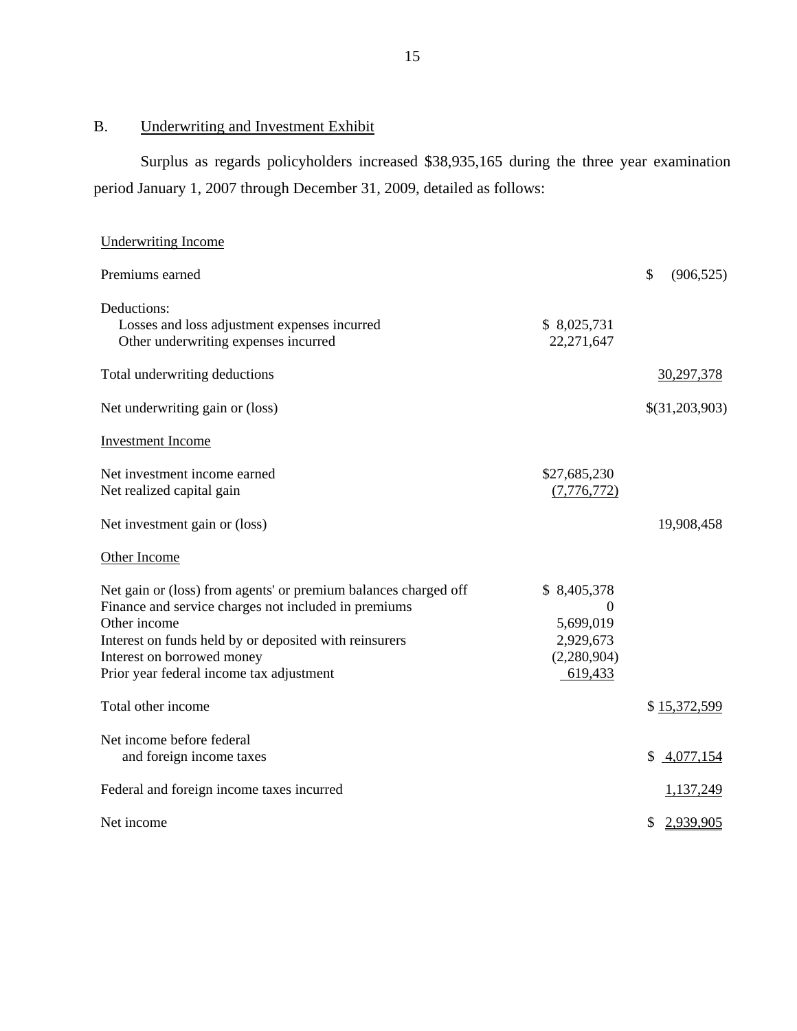## B. Underwriting and Investment Exhibit

Surplus as regards policyholders increased $38,935,165 during the three year examination period January 1, 2007 through December 31, 2009, detailed as follows:

| | | |
|---|---|---|
| Underwriting Income | | |
| Premiums earned | | $ (906,525) |
| Deductions: | | |
| Losses and loss adjustment expenses incurred | $ 8,025,731 | |
| Other underwriting expenses incurred | 22,271,647 | |
| Total underwriting deductions | | 30,297,378 |
| Net underwriting gain or (loss) | | $(31,203,903) |
| Investment Income | | |
| Net investment income earned | $27,685,230 | |
| Net realized capital gain | (7,776,772) | |
| Net investment gain or (loss) | | 19,908,458 |
| Other Income | | |
| Net gain or (loss) from agents' or premium balances charged off | $ 8,405,378 | |
| Finance and service charges not included in premiums | 0 | |
| Other income | 5,699,019 | |
| Interest on funds held by or deposited with reinsurers | 2,929,673 | |
| Interest on borrowed money | (2,280,904) | |
| Prior year federal income tax adjustment | 619,433 | |
| Total other income | | $ 15,372,599 |
| Net income before federal and foreign income taxes | | $ 4,077,154 |
| Federal and foreign income taxes incurred | | 1,137,249 |
| Net income | | $ 2,939,905 |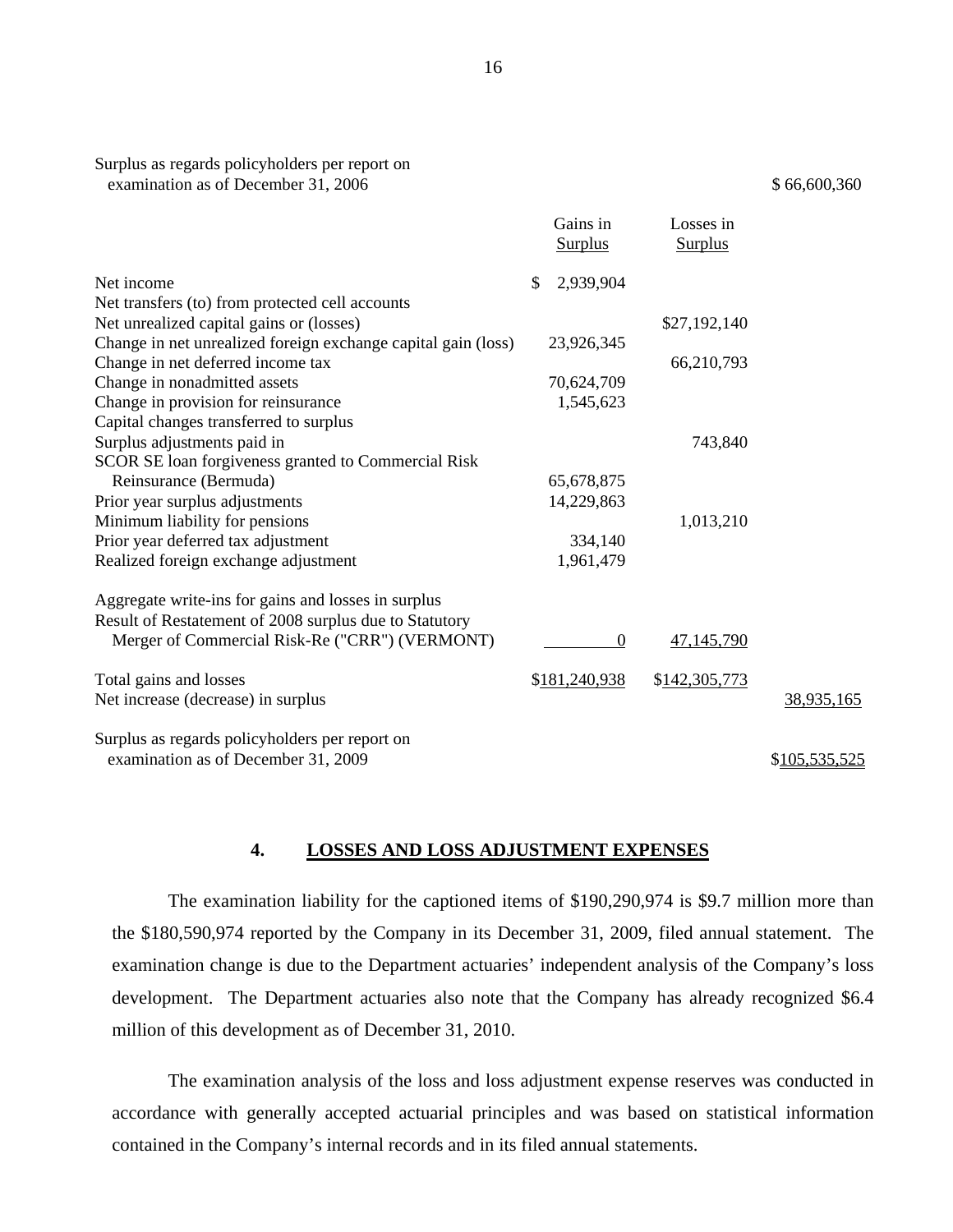| | | | |
|---|---|---|---|
| Surplus as regards policyholders per report on examination as of December 31, 2006 | | | $ 66,600,360 |
| | Gains in Surplus | Losses in Surplus | |
| Net income | $ 2,939,904 | | |
| Net transfers (to) from protected cell accounts | | | |
| Net unrealized capital gains or (losses) | | $27,192,140 | |
| Change in net unrealized foreign exchange capital gain (loss) | 23,926,345 | | |
| Change in net deferred income tax | | 66,210,793 | |
| Change in nonadmitted assets | 70,624,709 | | |
| Change in provision for reinsurance | 1,545,623 | | |
| Capital changes transferred to surplus | | | |
| Surplus adjustments paid in | | 743,840 | |
| SCOR SE loan forgiveness granted to Commercial Risk Reinsurance (Bermuda) | 65,678,875 | | |
| Prior year surplus adjustments | 14,229,863 | | |
| Minimum liability for pensions | | 1,013,210 | |
| Prior year deferred tax adjustment | 334,140 | | |
| Realized foreign exchange adjustment | 1,961,479 | | |
| Aggregate write-ins for gains and losses in surplus | | | |
| Result of Restatement of 2008 surplus due to Statutory Merger of Commercial Risk-Re ("CRR") (VERMONT) | 0 | 47,145,790 | |
| Total gains and losses | $181,240,938 | $142,305,773 | |
| Net increase (decrease) in surplus | | | 38,935,165 |
| Surplus as regards policyholders per report on examination as of December 31, 2009 | | | $105,535,525 |

## 4. LOSSES AND LOSS ADJUSTMENT EXPENSES

The examination liability for the captioned items of $190,290,974 is $9.7 million more than the $180,590,974 reported by the Company in its December 31, 2009, filed annual statement. The examination change is due to the Department actuaries' independent analysis of the Company's loss development. The Department actuaries also note that the Company has already recognized $6.4 million of this development as of December 31, 2010.

The examination analysis of the loss and loss adjustment expense reserves was conducted in accordance with generally accepted actuarial principles and was based on statistical information contained in the Company's internal records and in its filed annual statements.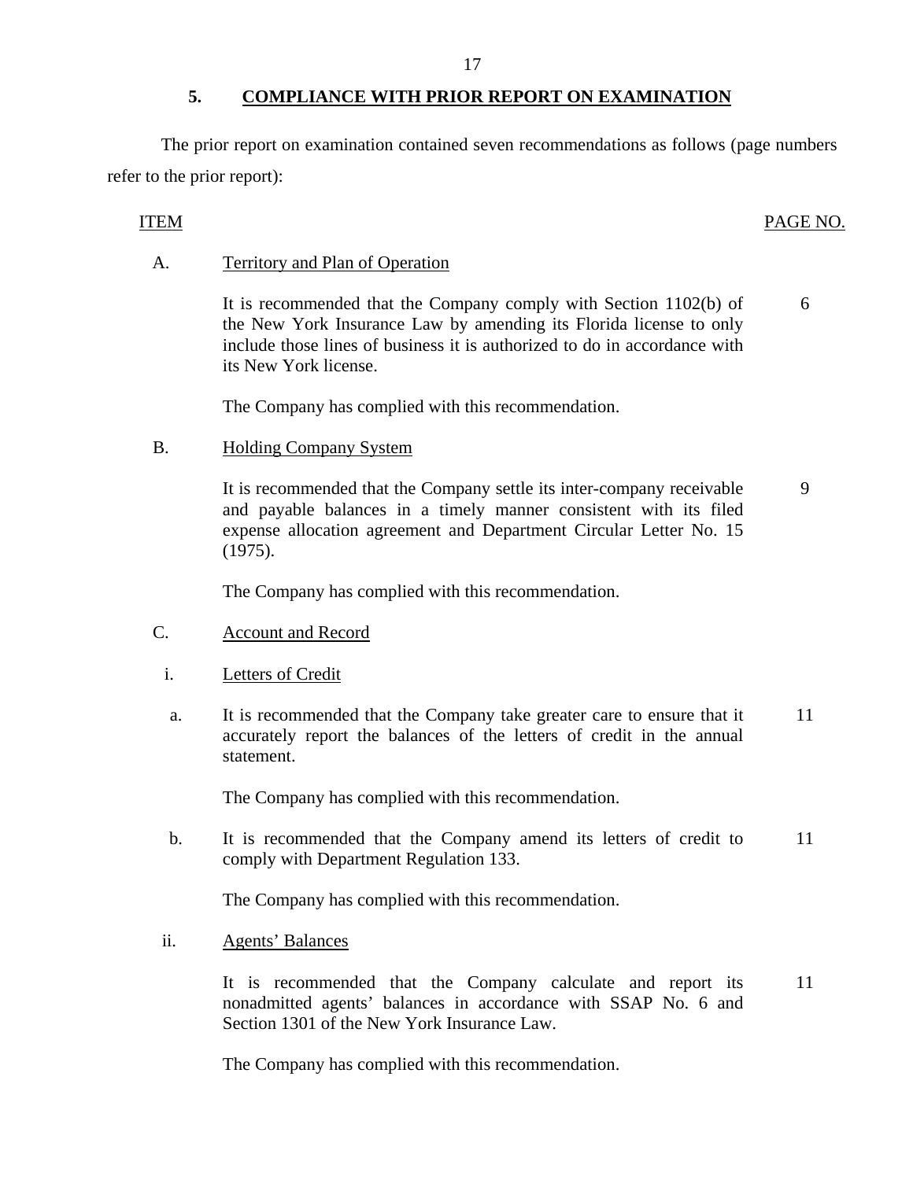## 5. COMPLIANCE WITH PRIOR REPORT ON EXAMINATION

The prior report on examination contained seven recommendations as follows (page numbers refer to the prior report):

| ITEM | | PAGE NO. |
|---|---|---|
| A. | Territory and Plan of Operation | |
| | It is recommended that the Company comply with Section 1102(b) of the New York Insurance Law by amending its Florida license to only include those lines of business it is authorized to do in accordance with its New York license. | 6 |
| | The Company has complied with this recommendation. | |
| B. | Holding Company System | |
| | It is recommended that the Company settle its inter-company receivable and payable balances in a timely manner consistent with its filed expense allocation agreement and Department Circular Letter No. 15 (1975). | 9 |
| | The Company has complied with this recommendation. | |
| C. | Account and Record | |
| i. | Letters of Credit | |
| a. | It is recommended that the Company take greater care to ensure that it accurately report the balances of the letters of credit in the annual statement. | 11 |
| | The Company has complied with this recommendation. | |
| b. | It is recommended that the Company amend its letters of credit to comply with Department Regulation 133. | 11 |
| | The Company has complied with this recommendation. | |
| ii. | Agents' Balances | |
| | It is recommended that the Company calculate and report its nonadmitted agents' balances in accordance with SSAP No. 6 and Section 1301 of the New York Insurance Law. | 11 |
| | The Company has complied with this recommendation. | |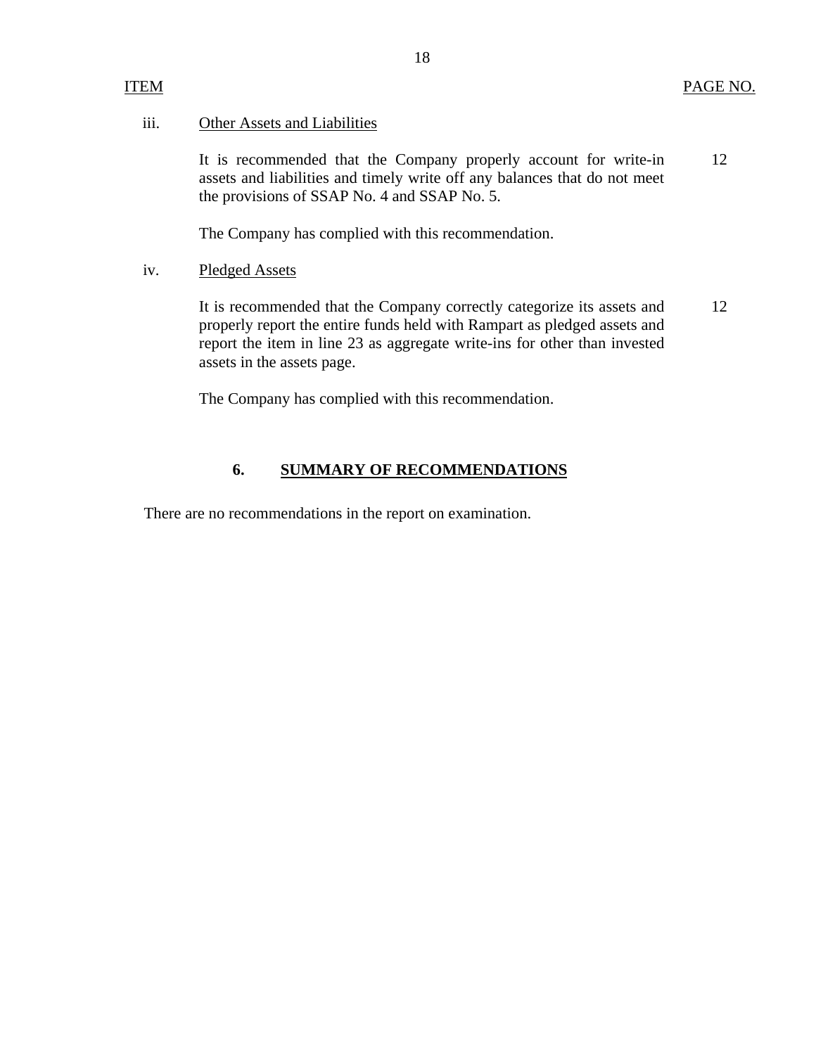| ITEM | | PAGE NO. |
|---|---|---|
| iii. | Other Assets and Liabilities | |
| | It is recommended that the Company properly account for write-in assets and liabilities and timely write off any balances that do not meet the provisions of SSAP No. 4 and SSAP No. 5. | 12 |
| | The Company has complied with this recommendation. | |
| iv. | Pledged Assets | |
| | It is recommended that the Company correctly categorize its assets and properly report the entire funds held with Rampart as pledged assets and report the item in line 23 as aggregate write-ins for other than invested assets in the assets page. | 12 |
| | The Company has complied with this recommendation. | |

## 6. SUMMARY OF RECOMMENDATIONS

There are no recommendations in the report on examination.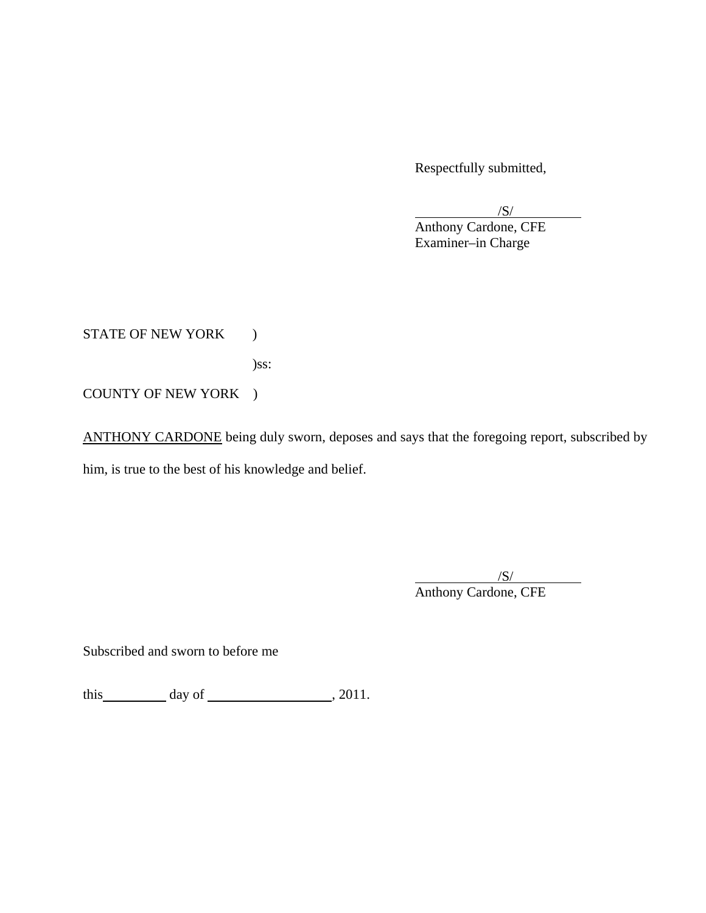Respectfully submitted,

/S/
Anthony Cardone, CFE
Examiner–in Charge

STATE OF NEW YORK )

)ss:

COUNTY OF NEW YORK )

ANTHONY CARDONE being duly sworn, deposes and says that the foregoing report, subscribed by him, is true to the best of his knowledge and belief.

/S/
Anthony Cardone, CFE

Subscribed and sworn to before me

this\_\_\_\_\_\_\_\_\_\_ day of \_\_\_\_\_\_\_\_\_\_\_\_\_\_\_\_\_\_\_, 2011.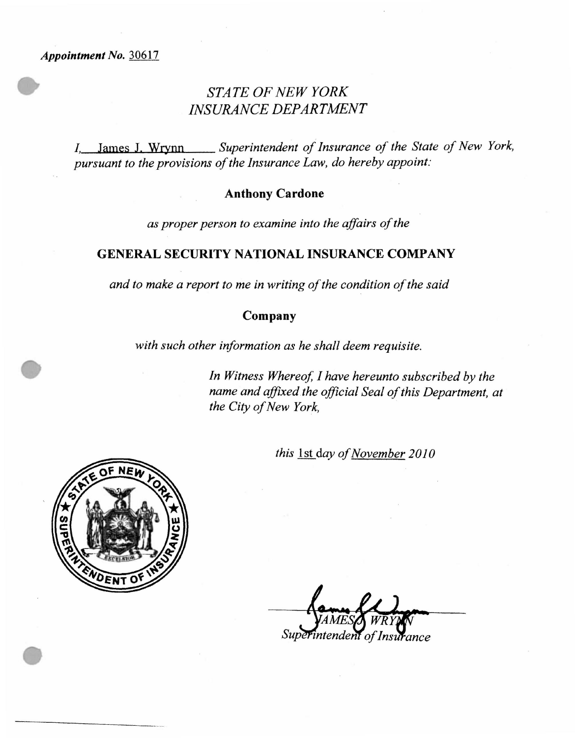***Appointment No.*** 30617

## *STATE OF NEW YORK*
## *INSURANCE DEPARTMENT*

*I,* James J. Wrynn *Superintendent of Insurance of the State of New York, pursuant to the provisions of the Insurance Law, do hereby appoint:*

**Anthony Cardone**

*as proper person to examine into the affairs of the*

**GENERAL SECURITY NATIONAL INSURANCE COMPANY**

*and to make a report to me in writing of the condition of the said*

**Company**

*with such other information as he shall deem requisite.*

*In Witness Whereof, I have hereunto subscribed by the name and affixed the official Seal of this Department, at the City of New York,*

*this* 1st *day of* November *2010*

STATE OF NEW YORK ★ SUPERINTENDENT OF INSURANCE ★ EXCELSIOR

*JAMES J. WRYNN*
*Superintendent of Insurance*